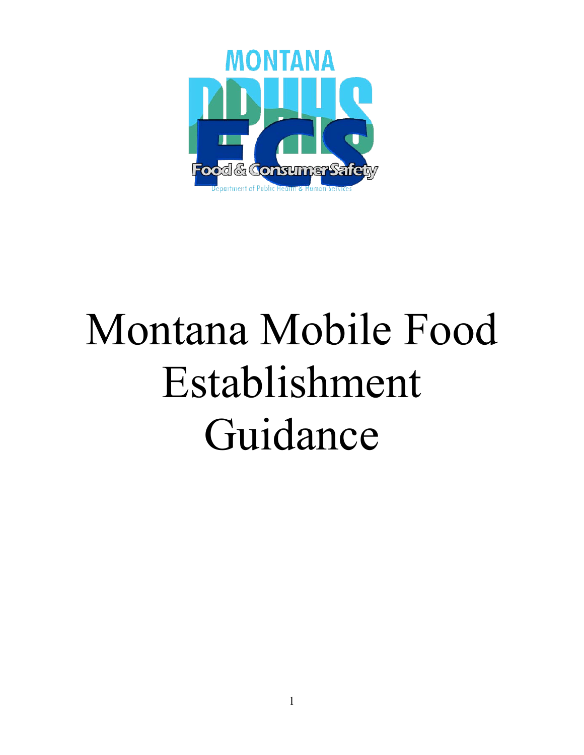MONTANA DPHHS

FCS

Food & Consumer Safety

Department of Public Health & Human Services

# Montana Mobile Food Establishment Guidance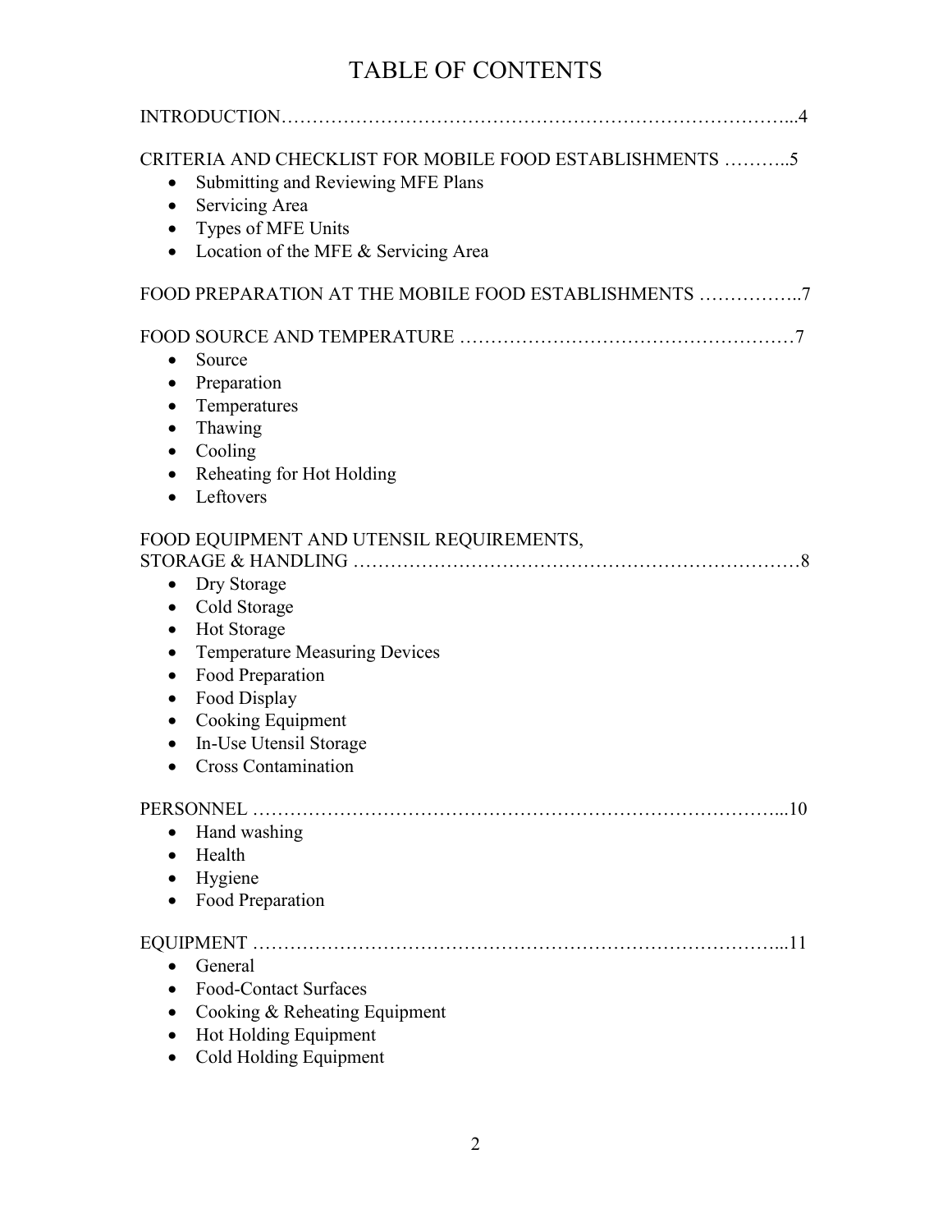# TABLE OF CONTENTS

INTRODUCTION………………………………………………………………………...4

CRITERIA AND CHECKLIST FOR MOBILE FOOD ESTABLISHMENTS ………..5

- Submitting and Reviewing MFE Plans
- Servicing Area
- Types of MFE Units
- Location of the MFE & Servicing Area

FOOD PREPARATION AT THE MOBILE FOOD ESTABLISHMENTS ……………..7

FOOD SOURCE AND TEMPERATURE ……………………………………………7

- Source
- Preparation
- Temperatures
- Thawing
- Cooling
- Reheating for Hot Holding
- Leftovers

FOOD EQUIPMENT AND UTENSIL REQUIREMENTS,
STORAGE & HANDLING ……………………………………………………………8

- Dry Storage
- Cold Storage
- Hot Storage
- Temperature Measuring Devices
- Food Preparation
- Food Display
- Cooking Equipment
- In-Use Utensil Storage
- Cross Contamination

PERSONNEL ………………………………………………………………………...10

- Hand washing
- Health
- Hygiene
- Food Preparation

EQUIPMENT ………………………………………………………………………...11

- General
- Food-Contact Surfaces
- Cooking & Reheating Equipment
- Hot Holding Equipment
- Cold Holding Equipment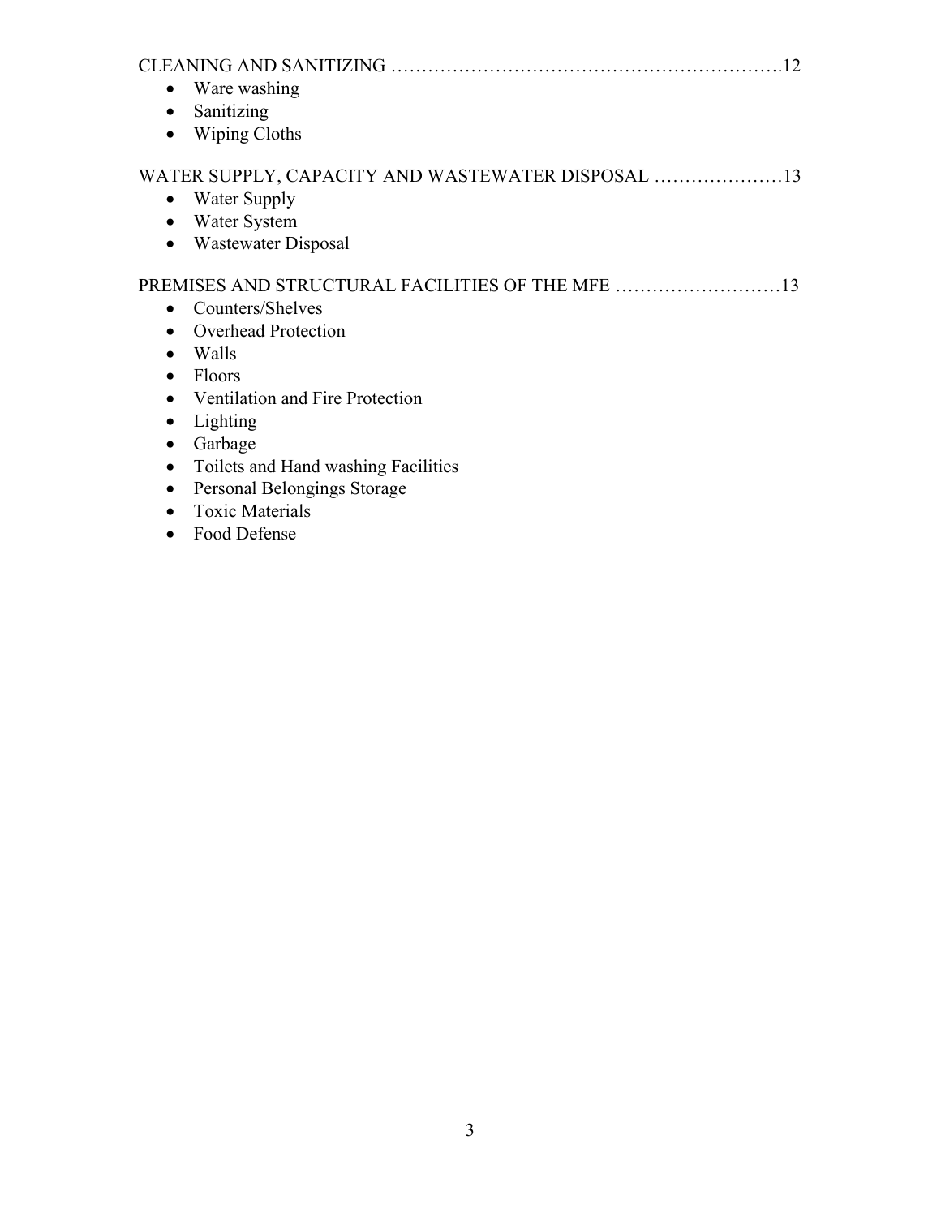CLEANING AND SANITIZING ……………………………………………………….12

- Ware washing
- Sanitizing
- Wiping Cloths

WATER SUPPLY, CAPACITY AND WASTEWATER DISPOSAL …………………13

- Water Supply
- Water System
- Wastewater Disposal

PREMISES AND STRUCTURAL FACILITIES OF THE MFE ………………………13

- Counters/Shelves
- Overhead Protection
- Walls
- Floors
- Ventilation and Fire Protection
- Lighting
- Garbage
- Toilets and Hand washing Facilities
- Personal Belongings Storage
- Toxic Materials
- Food Defense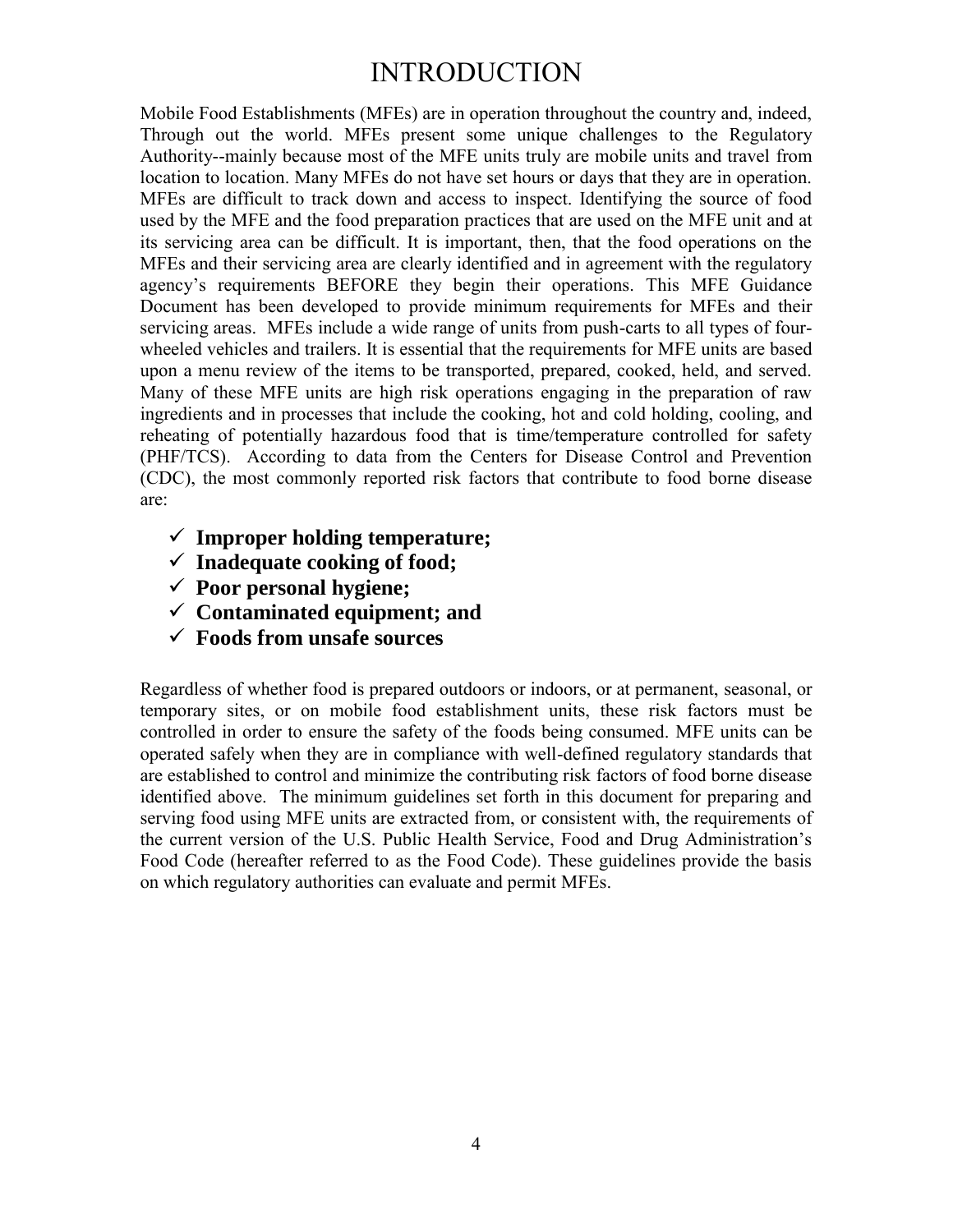# INTRODUCTION

Mobile Food Establishments (MFEs) are in operation throughout the country and, indeed, Through out the world. MFEs present some unique challenges to the Regulatory Authority--mainly because most of the MFE units truly are mobile units and travel from location to location. Many MFEs do not have set hours or days that they are in operation. MFEs are difficult to track down and access to inspect. Identifying the source of food used by the MFE and the food preparation practices that are used on the MFE unit and at its servicing area can be difficult. It is important, then, that the food operations on the MFEs and their servicing area are clearly identified and in agreement with the regulatory agency's requirements BEFORE they begin their operations. This MFE Guidance Document has been developed to provide minimum requirements for MFEs and their servicing areas. MFEs include a wide range of units from push-carts to all types of four-wheeled vehicles and trailers. It is essential that the requirements for MFE units are based upon a menu review of the items to be transported, prepared, cooked, held, and served. Many of these MFE units are high risk operations engaging in the preparation of raw ingredients and in processes that include the cooking, hot and cold holding, cooling, and reheating of potentially hazardous food that is time/temperature controlled for safety (PHF/TCS). According to data from the Centers for Disease Control and Prevention (CDC), the most commonly reported risk factors that contribute to food borne disease are:

- ✓ **Improper holding temperature;**
- ✓ **Inadequate cooking of food;**
- ✓ **Poor personal hygiene;**
- ✓ **Contaminated equipment; and**
- ✓ **Foods from unsafe sources**

Regardless of whether food is prepared outdoors or indoors, or at permanent, seasonal, or temporary sites, or on mobile food establishment units, these risk factors must be controlled in order to ensure the safety of the foods being consumed. MFE units can be operated safely when they are in compliance with well-defined regulatory standards that are established to control and minimize the contributing risk factors of food borne disease identified above. The minimum guidelines set forth in this document for preparing and serving food using MFE units are extracted from, or consistent with, the requirements of the current version of the U.S. Public Health Service, Food and Drug Administration's Food Code (hereafter referred to as the Food Code). These guidelines provide the basis on which regulatory authorities can evaluate and permit MFEs.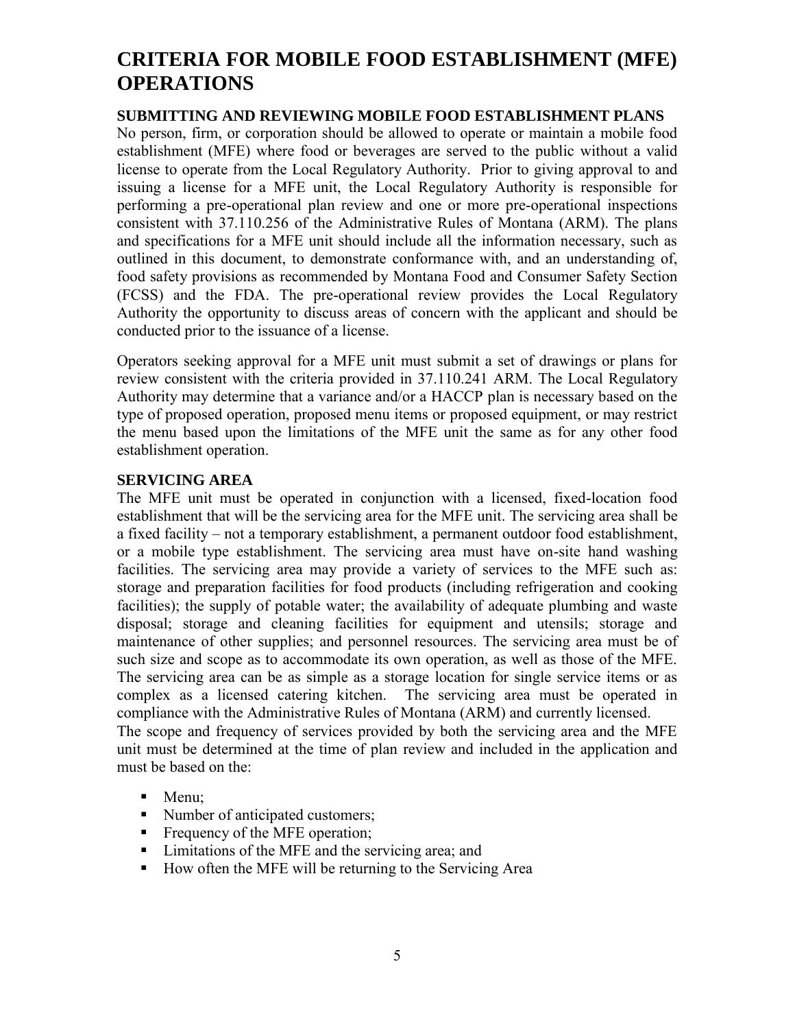# CRITERIA FOR MOBILE FOOD ESTABLISHMENT (MFE) OPERATIONS

### SUBMITTING AND REVIEWING MOBILE FOOD ESTABLISHMENT PLANS

No person, firm, or corporation should be allowed to operate or maintain a mobile food establishment (MFE) where food or beverages are served to the public without a valid license to operate from the Local Regulatory Authority. Prior to giving approval to and issuing a license for a MFE unit, the Local Regulatory Authority is responsible for performing a pre-operational plan review and one or more pre-operational inspections consistent with 37.110.256 of the Administrative Rules of Montana (ARM). The plans and specifications for a MFE unit should include all the information necessary, such as outlined in this document, to demonstrate conformance with, and an understanding of, food safety provisions as recommended by Montana Food and Consumer Safety Section (FCSS) and the FDA. The pre-operational review provides the Local Regulatory Authority the opportunity to discuss areas of concern with the applicant and should be conducted prior to the issuance of a license.

Operators seeking approval for a MFE unit must submit a set of drawings or plans for review consistent with the criteria provided in 37.110.241 ARM. The Local Regulatory Authority may determine that a variance and/or a HACCP plan is necessary based on the type of proposed operation, proposed menu items or proposed equipment, or may restrict the menu based upon the limitations of the MFE unit the same as for any other food establishment operation.

### SERVICING AREA

The MFE unit must be operated in conjunction with a licensed, fixed-location food establishment that will be the servicing area for the MFE unit. The servicing area shall be a fixed facility – not a temporary establishment, a permanent outdoor food establishment, or a mobile type establishment. The servicing area must have on-site hand washing facilities. The servicing area may provide a variety of services to the MFE such as: storage and preparation facilities for food products (including refrigeration and cooking facilities); the supply of potable water; the availability of adequate plumbing and waste disposal; storage and cleaning facilities for equipment and utensils; storage and maintenance of other supplies; and personnel resources. The servicing area must be of such size and scope as to accommodate its own operation, as well as those of the MFE. The servicing area can be as simple as a storage location for single service items or as complex as a licensed catering kitchen. The servicing area must be operated in compliance with the Administrative Rules of Montana (ARM) and currently licensed.

The scope and frequency of services provided by both the servicing area and the MFE unit must be determined at the time of plan review and included in the application and must be based on the:

- Menu;
- Number of anticipated customers;
- Frequency of the MFE operation;
- Limitations of the MFE and the servicing area; and
- How often the MFE will be returning to the Servicing Area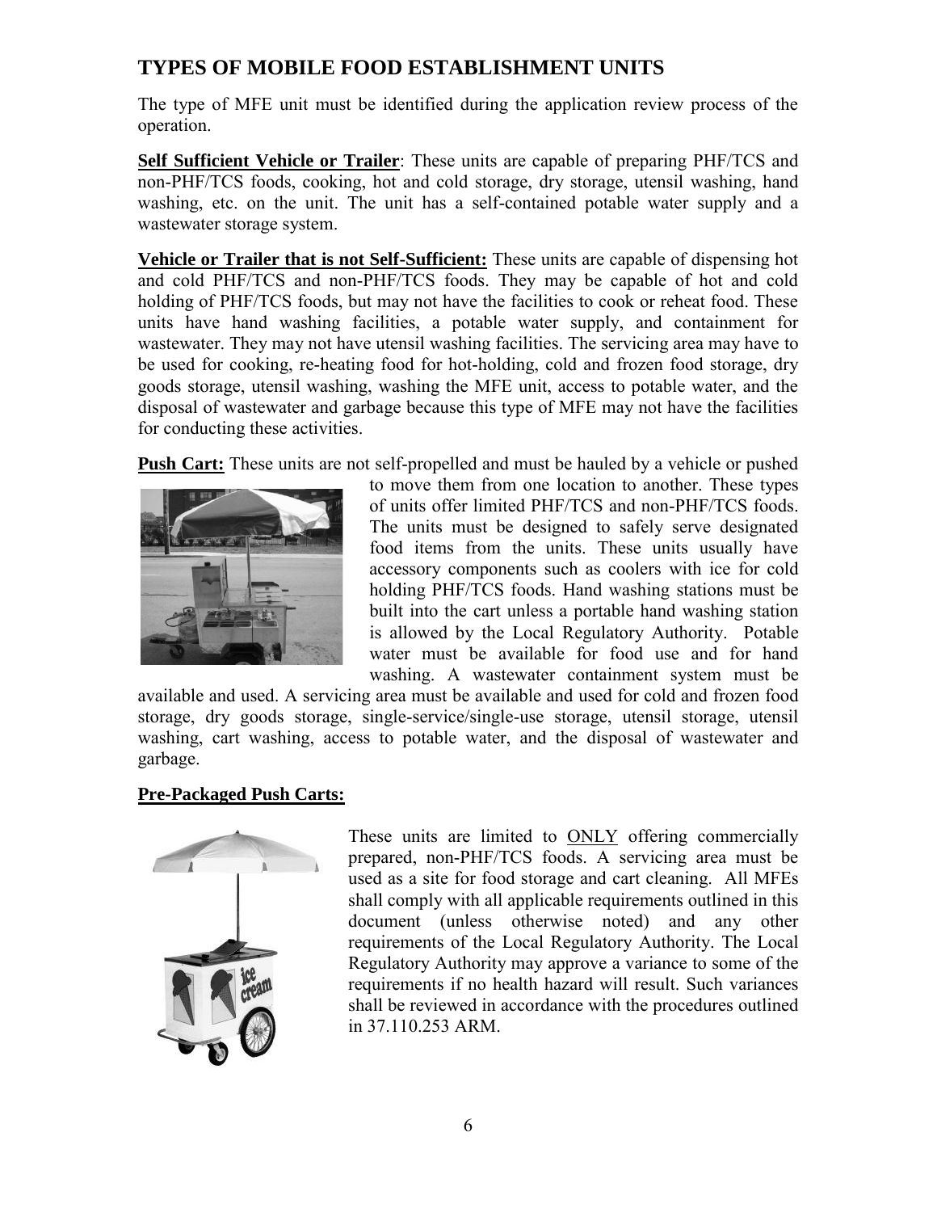## TYPES OF MOBILE FOOD ESTABLISHMENT UNITS

The type of MFE unit must be identified during the application review process of the operation.

**Self Sufficient Vehicle or Trailer**: These units are capable of preparing PHF/TCS and non-PHF/TCS foods, cooking, hot and cold storage, dry storage, utensil washing, hand washing, etc. on the unit. The unit has a self-contained potable water supply and a wastewater storage system.

**Vehicle or Trailer that is not Self-Sufficient:** These units are capable of dispensing hot and cold PHF/TCS and non-PHF/TCS foods. They may be capable of hot and cold holding of PHF/TCS foods, but may not have the facilities to cook or reheat food. These units have hand washing facilities, a potable water supply, and containment for wastewater. They may not have utensil washing facilities. The servicing area may have to be used for cooking, re-heating food for hot-holding, cold and frozen food storage, dry goods storage, utensil washing, washing the MFE unit, access to potable water, and the disposal of wastewater and garbage because this type of MFE may not have the facilities for conducting these activities.

**Push Cart:** These units are not self-propelled and must be hauled by a vehicle or pushed to move them from one location to another. These types of units offer limited PHF/TCS and non-PHF/TCS foods. The units must be designed to safely serve designated food items from the units. These units usually have accessory components such as coolers with ice for cold holding PHF/TCS foods. Hand washing stations must be built into the cart unless a portable hand washing station is allowed by the Local Regulatory Authority. Potable water must be available for food use and for hand washing. A wastewater containment system must be available and used. A servicing area must be available and used for cold and frozen food storage, dry goods storage, single-service/single-use storage, utensil storage, utensil washing, cart washing, access to potable water, and the disposal of wastewater and garbage.

**Pre-Packaged Push Carts:**

These units are limited to ONLY offering commercially prepared, non-PHF/TCS foods. A servicing area must be used as a site for food storage and cart cleaning. All MFEs shall comply with all applicable requirements outlined in this document (unless otherwise noted) and any other requirements of the Local Regulatory Authority. The Local Regulatory Authority may approve a variance to some of the requirements if no health hazard will result. Such variances shall be reviewed in accordance with the procedures outlined in 37.110.253 ARM.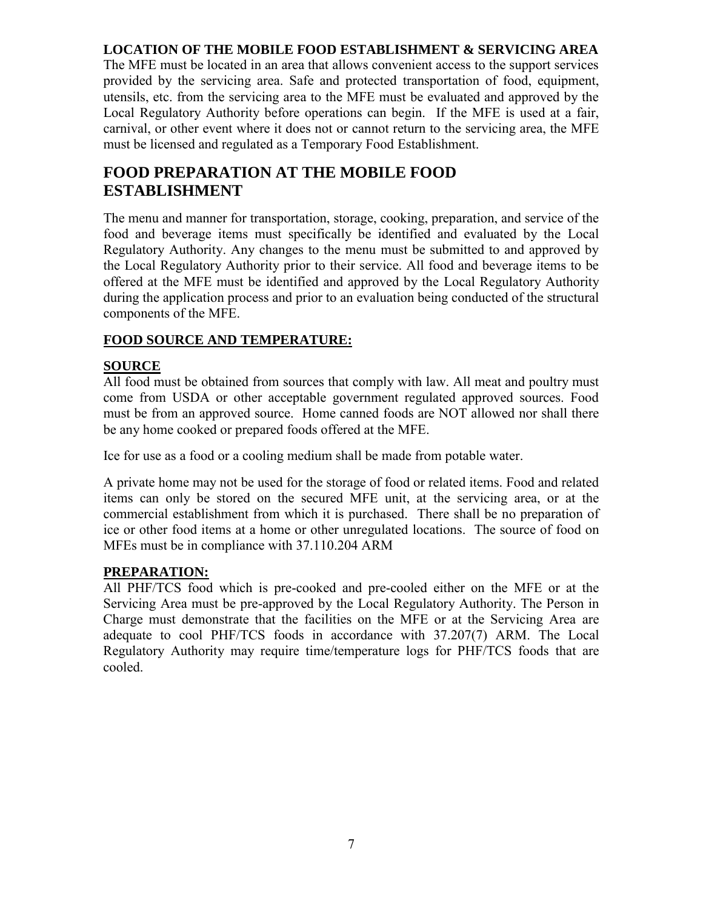**LOCATION OF THE MOBILE FOOD ESTABLISHMENT & SERVICING AREA**

The MFE must be located in an area that allows convenient access to the support services provided by the servicing area. Safe and protected transportation of food, equipment, utensils, etc. from the servicing area to the MFE must be evaluated and approved by the Local Regulatory Authority before operations can begin. If the MFE is used at a fair, carnival, or other event where it does not or cannot return to the servicing area, the MFE must be licensed and regulated as a Temporary Food Establishment.

## FOOD PREPARATION AT THE MOBILE FOOD ESTABLISHMENT

The menu and manner for transportation, storage, cooking, preparation, and service of the food and beverage items must specifically be identified and evaluated by the Local Regulatory Authority. Any changes to the menu must be submitted to and approved by the Local Regulatory Authority prior to their service. All food and beverage items to be offered at the MFE must be identified and approved by the Local Regulatory Authority during the application process and prior to an evaluation being conducted of the structural components of the MFE.

**FOOD SOURCE AND TEMPERATURE:**

**SOURCE**

All food must be obtained from sources that comply with law. All meat and poultry must come from USDA or other acceptable government regulated approved sources. Food must be from an approved source. Home canned foods are NOT allowed nor shall there be any home cooked or prepared foods offered at the MFE.

Ice for use as a food or a cooling medium shall be made from potable water.

A private home may not be used for the storage of food or related items. Food and related items can only be stored on the secured MFE unit, at the servicing area, or at the commercial establishment from which it is purchased. There shall be no preparation of ice or other food items at a home or other unregulated locations. The source of food on MFEs must be in compliance with 37.110.204 ARM

**PREPARATION:**

All PHF/TCS food which is pre-cooked and pre-cooled either on the MFE or at the Servicing Area must be pre-approved by the Local Regulatory Authority. The Person in Charge must demonstrate that the facilities on the MFE or at the Servicing Area are adequate to cool PHF/TCS foods in accordance with 37.207(7) ARM. The Local Regulatory Authority may require time/temperature logs for PHF/TCS foods that are cooled.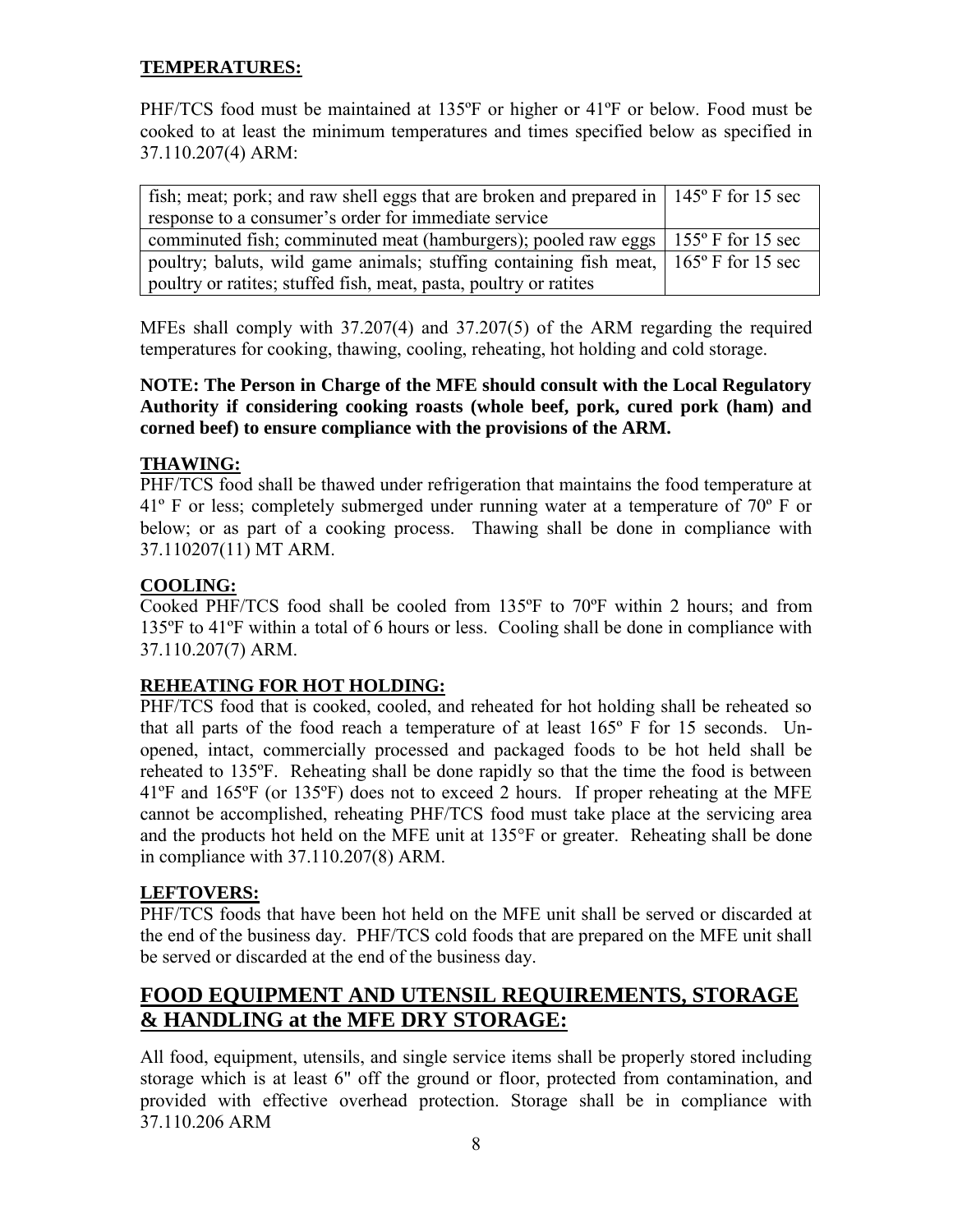**TEMPERATURES:**

PHF/TCS food must be maintained at 135ºF or higher or 41ºF or below. Food must be cooked to at least the minimum temperatures and times specified below as specified in 37.110.207(4) ARM:

| | |
|---|---|
| fish; meat; pork; and raw shell eggs that are broken and prepared in response to a consumer's order for immediate service | 145º F for 15 sec |
| comminuted fish; comminuted meat (hamburgers); pooled raw eggs | 155º F for 15 sec |
| poultry; baluts, wild game animals; stuffing containing fish meat, poultry or ratites; stuffed fish, meat, pasta, poultry or ratites | 165º F for 15 sec |

MFEs shall comply with 37.207(4) and 37.207(5) of the ARM regarding the required temperatures for cooking, thawing, cooling, reheating, hot holding and cold storage.

**NOTE: The Person in Charge of the MFE should consult with the Local Regulatory Authority if considering cooking roasts (whole beef, pork, cured pork (ham) and corned beef) to ensure compliance with the provisions of the ARM.**

**THAWING:**

PHF/TCS food shall be thawed under refrigeration that maintains the food temperature at 41º F or less; completely submerged under running water at a temperature of 70º F or below; or as part of a cooking process. Thawing shall be done in compliance with 37.110207(11) MT ARM.

**COOLING:**

Cooked PHF/TCS food shall be cooled from 135ºF to 70ºF within 2 hours; and from 135ºF to 41ºF within a total of 6 hours or less. Cooling shall be done in compliance with 37.110.207(7) ARM.

**REHEATING FOR HOT HOLDING:**

PHF/TCS food that is cooked, cooled, and reheated for hot holding shall be reheated so that all parts of the food reach a temperature of at least 165º F for 15 seconds. Un-opened, intact, commercially processed and packaged foods to be hot held shall be reheated to 135ºF. Reheating shall be done rapidly so that the time the food is between 41ºF and 165ºF (or 135ºF) does not to exceed 2 hours. If proper reheating at the MFE cannot be accomplished, reheating PHF/TCS food must take place at the servicing area and the products hot held on the MFE unit at 135°F or greater. Reheating shall be done in compliance with 37.110.207(8) ARM.

**LEFTOVERS:**

PHF/TCS foods that have been hot held on the MFE unit shall be served or discarded at the end of the business day. PHF/TCS cold foods that are prepared on the MFE unit shall be served or discarded at the end of the business day.

## FOOD EQUIPMENT AND UTENSIL REQUIREMENTS, STORAGE & HANDLING at the MFE DRY STORAGE:

All food, equipment, utensils, and single service items shall be properly stored including storage which is at least 6" off the ground or floor, protected from contamination, and provided with effective overhead protection. Storage shall be in compliance with 37.110.206 ARM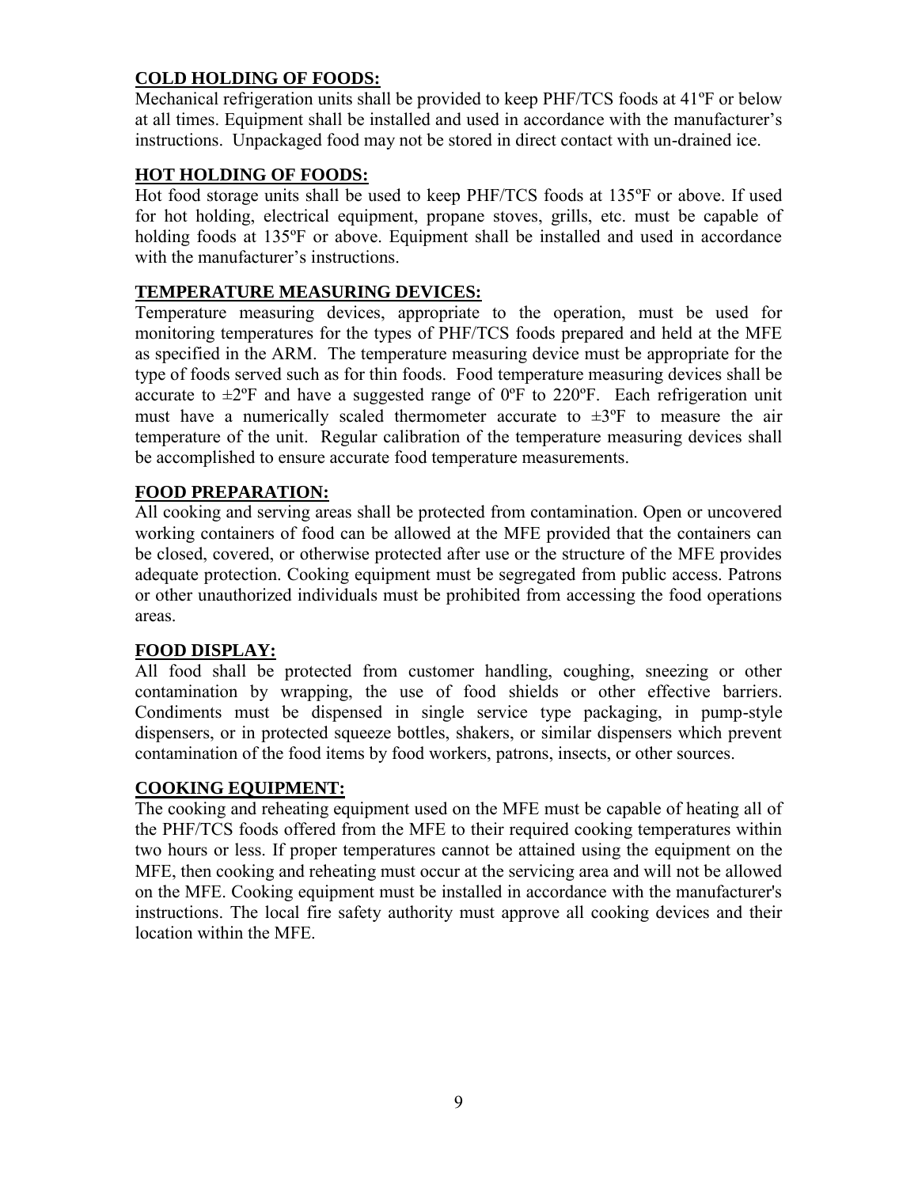## COLD HOLDING OF FOODS:

Mechanical refrigeration units shall be provided to keep PHF/TCS foods at 41ºF or below at all times. Equipment shall be installed and used in accordance with the manufacturer's instructions. Unpackaged food may not be stored in direct contact with un-drained ice.

## HOT HOLDING OF FOODS:

Hot food storage units shall be used to keep PHF/TCS foods at 135ºF or above. If used for hot holding, electrical equipment, propane stoves, grills, etc. must be capable of holding foods at 135ºF or above. Equipment shall be installed and used in accordance with the manufacturer's instructions.

## TEMPERATURE MEASURING DEVICES:

Temperature measuring devices, appropriate to the operation, must be used for monitoring temperatures for the types of PHF/TCS foods prepared and held at the MFE as specified in the ARM. The temperature measuring device must be appropriate for the type of foods served such as for thin foods. Food temperature measuring devices shall be accurate to ±2ºF and have a suggested range of 0ºF to 220ºF. Each refrigeration unit must have a numerically scaled thermometer accurate to ±3ºF to measure the air temperature of the unit. Regular calibration of the temperature measuring devices shall be accomplished to ensure accurate food temperature measurements.

## FOOD PREPARATION:

All cooking and serving areas shall be protected from contamination. Open or uncovered working containers of food can be allowed at the MFE provided that the containers can be closed, covered, or otherwise protected after use or the structure of the MFE provides adequate protection. Cooking equipment must be segregated from public access. Patrons or other unauthorized individuals must be prohibited from accessing the food operations areas.

## FOOD DISPLAY:

All food shall be protected from customer handling, coughing, sneezing or other contamination by wrapping, the use of food shields or other effective barriers. Condiments must be dispensed in single service type packaging, in pump-style dispensers, or in protected squeeze bottles, shakers, or similar dispensers which prevent contamination of the food items by food workers, patrons, insects, or other sources.

## COOKING EQUIPMENT:

The cooking and reheating equipment used on the MFE must be capable of heating all of the PHF/TCS foods offered from the MFE to their required cooking temperatures within two hours or less. If proper temperatures cannot be attained using the equipment on the MFE, then cooking and reheating must occur at the servicing area and will not be allowed on the MFE. Cooking equipment must be installed in accordance with the manufacturer's instructions. The local fire safety authority must approve all cooking devices and their location within the MFE.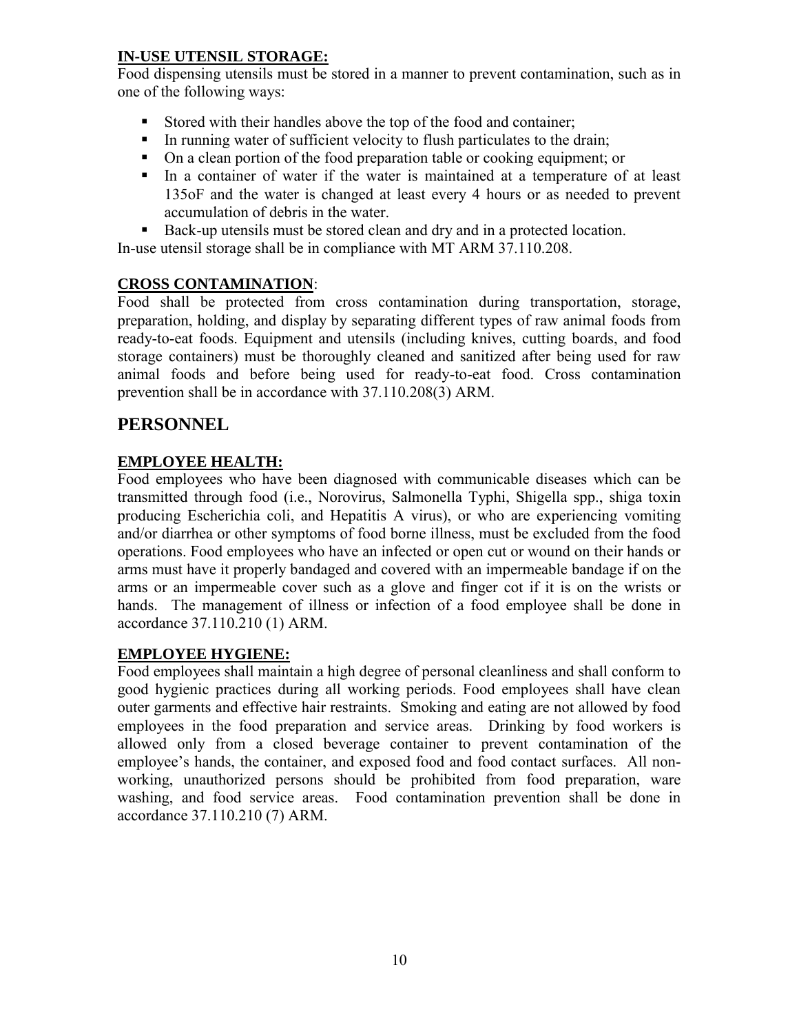**IN-USE UTENSIL STORAGE:**

Food dispensing utensils must be stored in a manner to prevent contamination, such as in one of the following ways:

- Stored with their handles above the top of the food and container;
- In running water of sufficient velocity to flush particulates to the drain;
- On a clean portion of the food preparation table or cooking equipment; or
- In a container of water if the water is maintained at a temperature of at least 135oF and the water is changed at least every 4 hours or as needed to prevent accumulation of debris in the water.
- Back-up utensils must be stored clean and dry and in a protected location.

In-use utensil storage shall be in compliance with MT ARM 37.110.208.

**CROSS CONTAMINATION**:

Food shall be protected from cross contamination during transportation, storage, preparation, holding, and display by separating different types of raw animal foods from ready-to-eat foods. Equipment and utensils (including knives, cutting boards, and food storage containers) must be thoroughly cleaned and sanitized after being used for raw animal foods and before being used for ready-to-eat food. Cross contamination prevention shall be in accordance with 37.110.208(3) ARM.

## PERSONNEL

**EMPLOYEE HEALTH:**

Food employees who have been diagnosed with communicable diseases which can be transmitted through food (i.e., Norovirus, Salmonella Typhi, Shigella spp., shiga toxin producing Escherichia coli, and Hepatitis A virus), or who are experiencing vomiting and/or diarrhea or other symptoms of food borne illness, must be excluded from the food operations. Food employees who have an infected or open cut or wound on their hands or arms must have it properly bandaged and covered with an impermeable bandage if on the arms or an impermeable cover such as a glove and finger cot if it is on the wrists or hands. The management of illness or infection of a food employee shall be done in accordance 37.110.210 (1) ARM.

**EMPLOYEE HYGIENE:**

Food employees shall maintain a high degree of personal cleanliness and shall conform to good hygienic practices during all working periods. Food employees shall have clean outer garments and effective hair restraints. Smoking and eating are not allowed by food employees in the food preparation and service areas. Drinking by food workers is allowed only from a closed beverage container to prevent contamination of the employee's hands, the container, and exposed food and food contact surfaces. All non-working, unauthorized persons should be prohibited from food preparation, ware washing, and food service areas. Food contamination prevention shall be done in accordance 37.110.210 (7) ARM.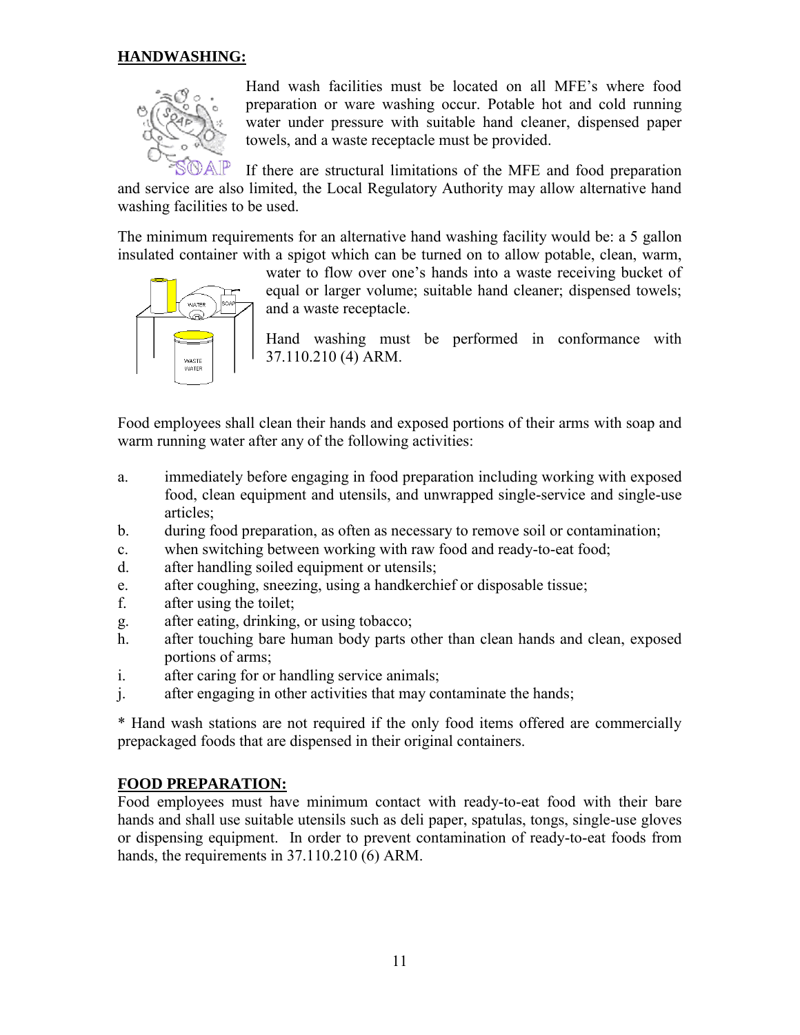## HANDWASHING:

Hand wash facilities must be located on all MFE's where food preparation or ware washing occur. Potable hot and cold running water under pressure with suitable hand cleaner, dispensed paper towels, and a waste receptacle must be provided.

If there are structural limitations of the MFE and food preparation and service are also limited, the Local Regulatory Authority may allow alternative hand washing facilities to be used.

The minimum requirements for an alternative hand washing facility would be: a 5 gallon insulated container with a spigot which can be turned on to allow potable, clean, warm, water to flow over one's hands into a waste receiving bucket of equal or larger volume; suitable hand cleaner; dispensed towels; and a waste receptacle.

Hand washing must be performed in conformance with 37.110.210 (4) ARM.

Food employees shall clean their hands and exposed portions of their arms with soap and warm running water after any of the following activities:

a. immediately before engaging in food preparation including working with exposed food, clean equipment and utensils, and unwrapped single-service and single-use articles;
b. during food preparation, as often as necessary to remove soil or contamination;
c. when switching between working with raw food and ready-to-eat food;
d. after handling soiled equipment or utensils;
e. after coughing, sneezing, using a handkerchief or disposable tissue;
f. after using the toilet;
g. after eating, drinking, or using tobacco;
h. after touching bare human body parts other than clean hands and clean, exposed portions of arms;
i. after caring for or handling service animals;
j. after engaging in other activities that may contaminate the hands;

* Hand wash stations are not required if the only food items offered are commercially prepackaged foods that are dispensed in their original containers.

## FOOD PREPARATION:

Food employees must have minimum contact with ready-to-eat food with their bare hands and shall use suitable utensils such as deli paper, spatulas, tongs, single-use gloves or dispensing equipment. In order to prevent contamination of ready-to-eat foods from hands, the requirements in 37.110.210 (6) ARM.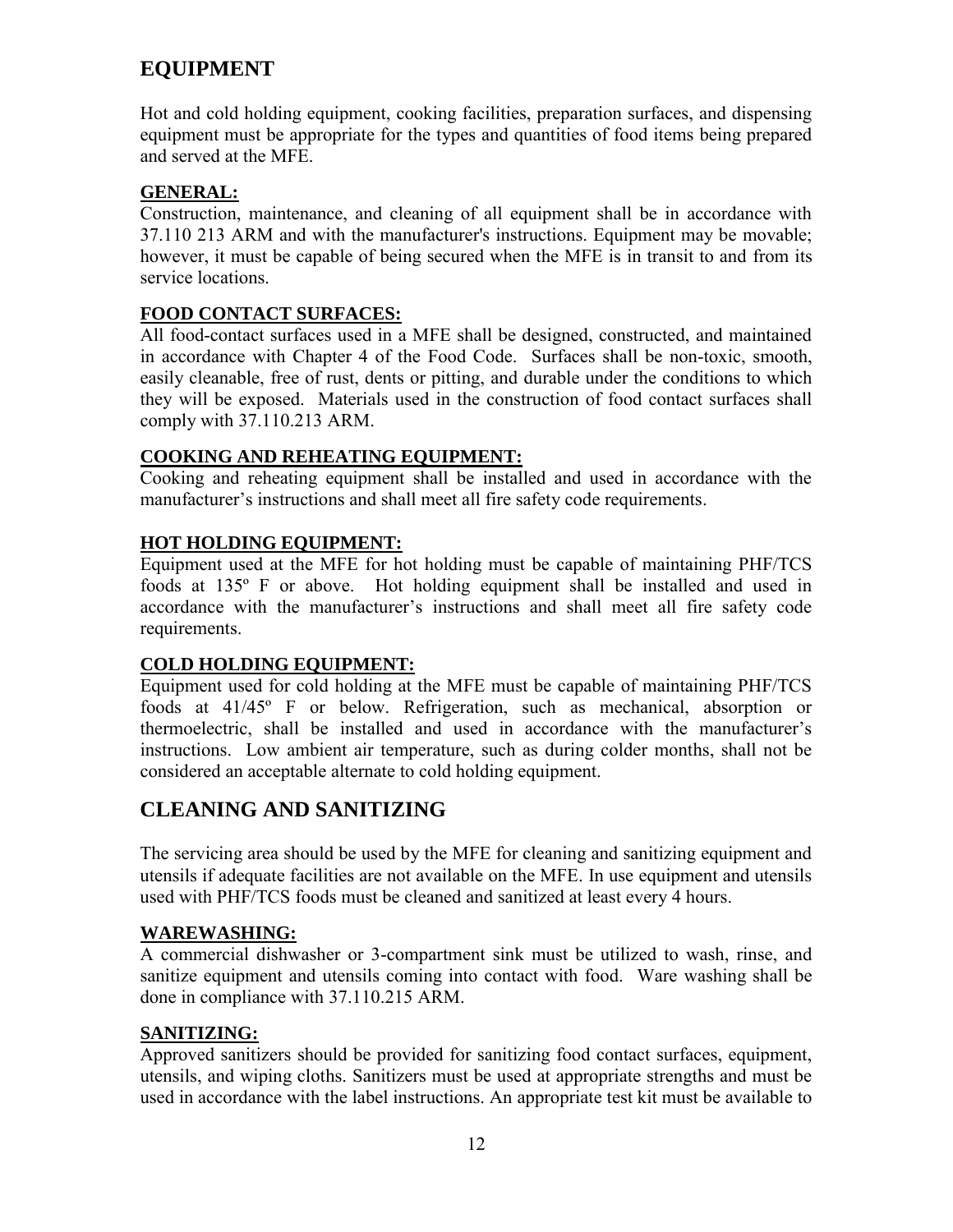## EQUIPMENT

Hot and cold holding equipment, cooking facilities, preparation surfaces, and dispensing equipment must be appropriate for the types and quantities of food items being prepared and served at the MFE.

### GENERAL:

Construction, maintenance, and cleaning of all equipment shall be in accordance with 37.110 213 ARM and with the manufacturer's instructions. Equipment may be movable; however, it must be capable of being secured when the MFE is in transit to and from its service locations.

### FOOD CONTACT SURFACES:

All food-contact surfaces used in a MFE shall be designed, constructed, and maintained in accordance with Chapter 4 of the Food Code. Surfaces shall be non-toxic, smooth, easily cleanable, free of rust, dents or pitting, and durable under the conditions to which they will be exposed. Materials used in the construction of food contact surfaces shall comply with 37.110.213 ARM.

### COOKING AND REHEATING EQUIPMENT:

Cooking and reheating equipment shall be installed and used in accordance with the manufacturer's instructions and shall meet all fire safety code requirements.

### HOT HOLDING EQUIPMENT:

Equipment used at the MFE for hot holding must be capable of maintaining PHF/TCS foods at 135º F or above. Hot holding equipment shall be installed and used in accordance with the manufacturer's instructions and shall meet all fire safety code requirements.

### COLD HOLDING EQUIPMENT:

Equipment used for cold holding at the MFE must be capable of maintaining PHF/TCS foods at 41/45º F or below. Refrigeration, such as mechanical, absorption or thermoelectric, shall be installed and used in accordance with the manufacturer's instructions. Low ambient air temperature, such as during colder months, shall not be considered an acceptable alternate to cold holding equipment.

## CLEANING AND SANITIZING

The servicing area should be used by the MFE for cleaning and sanitizing equipment and utensils if adequate facilities are not available on the MFE. In use equipment and utensils used with PHF/TCS foods must be cleaned and sanitized at least every 4 hours.

### WAREWASHING:

A commercial dishwasher or 3-compartment sink must be utilized to wash, rinse, and sanitize equipment and utensils coming into contact with food. Ware washing shall be done in compliance with 37.110.215 ARM.

### SANITIZING:

Approved sanitizers should be provided for sanitizing food contact surfaces, equipment, utensils, and wiping cloths. Sanitizers must be used at appropriate strengths and must be used in accordance with the label instructions. An appropriate test kit must be available to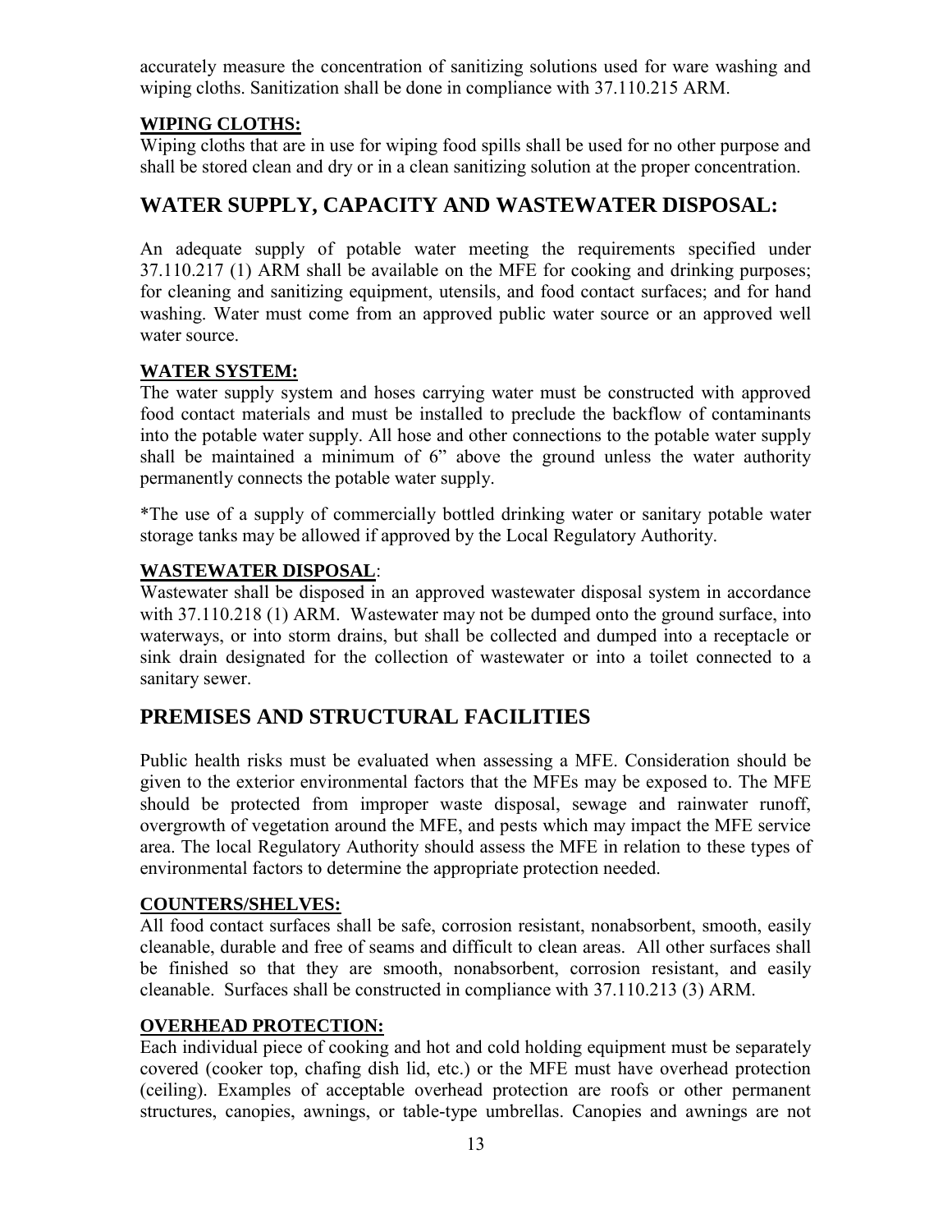accurately measure the concentration of sanitizing solutions used for ware washing and wiping cloths. Sanitization shall be done in compliance with 37.110.215 ARM.

### WIPING CLOTHS:

Wiping cloths that are in use for wiping food spills shall be used for no other purpose and shall be stored clean and dry or in a clean sanitizing solution at the proper concentration.

## WATER SUPPLY, CAPACITY AND WASTEWATER DISPOSAL:

An adequate supply of potable water meeting the requirements specified under 37.110.217 (1) ARM shall be available on the MFE for cooking and drinking purposes; for cleaning and sanitizing equipment, utensils, and food contact surfaces; and for hand washing. Water must come from an approved public water source or an approved well water source.

### WATER SYSTEM:

The water supply system and hoses carrying water must be constructed with approved food contact materials and must be installed to preclude the backflow of contaminants into the potable water supply. All hose and other connections to the potable water supply shall be maintained a minimum of 6" above the ground unless the water authority permanently connects the potable water supply.

*The use of a supply of commercially bottled drinking water or sanitary potable water storage tanks may be allowed if approved by the Local Regulatory Authority.

### WASTEWATER DISPOSAL:

Wastewater shall be disposed in an approved wastewater disposal system in accordance with 37.110.218 (1) ARM. Wastewater may not be dumped onto the ground surface, into waterways, or into storm drains, but shall be collected and dumped into a receptacle or sink drain designated for the collection of wastewater or into a toilet connected to a sanitary sewer.

## PREMISES AND STRUCTURAL FACILITIES

Public health risks must be evaluated when assessing a MFE. Consideration should be given to the exterior environmental factors that the MFEs may be exposed to. The MFE should be protected from improper waste disposal, sewage and rainwater runoff, overgrowth of vegetation around the MFE, and pests which may impact the MFE service area. The local Regulatory Authority should assess the MFE in relation to these types of environmental factors to determine the appropriate protection needed.

### COUNTERS/SHELVES:

All food contact surfaces shall be safe, corrosion resistant, nonabsorbent, smooth, easily cleanable, durable and free of seams and difficult to clean areas. All other surfaces shall be finished so that they are smooth, nonabsorbent, corrosion resistant, and easily cleanable. Surfaces shall be constructed in compliance with 37.110.213 (3) ARM.

### OVERHEAD PROTECTION:

Each individual piece of cooking and hot and cold holding equipment must be separately covered (cooker top, chafing dish lid, etc.) or the MFE must have overhead protection (ceiling). Examples of acceptable overhead protection are roofs or other permanent structures, canopies, awnings, or table-type umbrellas. Canopies and awnings are not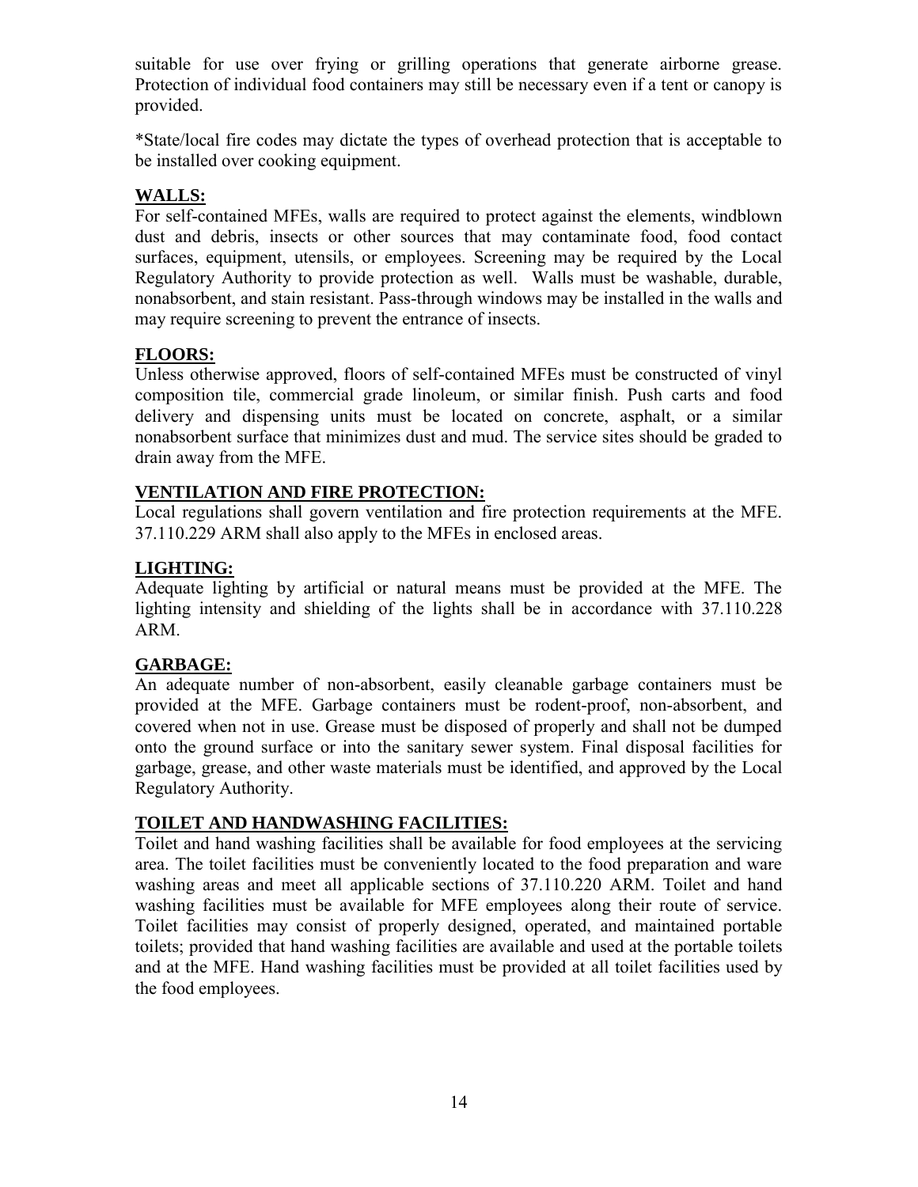suitable for use over frying or grilling operations that generate airborne grease. Protection of individual food containers may still be necessary even if a tent or canopy is provided.

*State/local fire codes may dictate the types of overhead protection that is acceptable to be installed over cooking equipment.

## WALLS:

For self-contained MFEs, walls are required to protect against the elements, windblown dust and debris, insects or other sources that may contaminate food, food contact surfaces, equipment, utensils, or employees. Screening may be required by the Local Regulatory Authority to provide protection as well. Walls must be washable, durable, nonabsorbent, and stain resistant. Pass-through windows may be installed in the walls and may require screening to prevent the entrance of insects.

## FLOORS:

Unless otherwise approved, floors of self-contained MFEs must be constructed of vinyl composition tile, commercial grade linoleum, or similar finish. Push carts and food delivery and dispensing units must be located on concrete, asphalt, or a similar nonabsorbent surface that minimizes dust and mud. The service sites should be graded to drain away from the MFE.

## VENTILATION AND FIRE PROTECTION:

Local regulations shall govern ventilation and fire protection requirements at the MFE. 37.110.229 ARM shall also apply to the MFEs in enclosed areas.

## LIGHTING:

Adequate lighting by artificial or natural means must be provided at the MFE. The lighting intensity and shielding of the lights shall be in accordance with 37.110.228 ARM.

## GARBAGE:

An adequate number of non-absorbent, easily cleanable garbage containers must be provided at the MFE. Garbage containers must be rodent-proof, non-absorbent, and covered when not in use. Grease must be disposed of properly and shall not be dumped onto the ground surface or into the sanitary sewer system. Final disposal facilities for garbage, grease, and other waste materials must be identified, and approved by the Local Regulatory Authority.

## TOILET AND HANDWASHING FACILITIES:

Toilet and hand washing facilities shall be available for food employees at the servicing area. The toilet facilities must be conveniently located to the food preparation and ware washing areas and meet all applicable sections of 37.110.220 ARM. Toilet and hand washing facilities must be available for MFE employees along their route of service. Toilet facilities may consist of properly designed, operated, and maintained portable toilets; provided that hand washing facilities are available and used at the portable toilets and at the MFE. Hand washing facilities must be provided at all toilet facilities used by the food employees.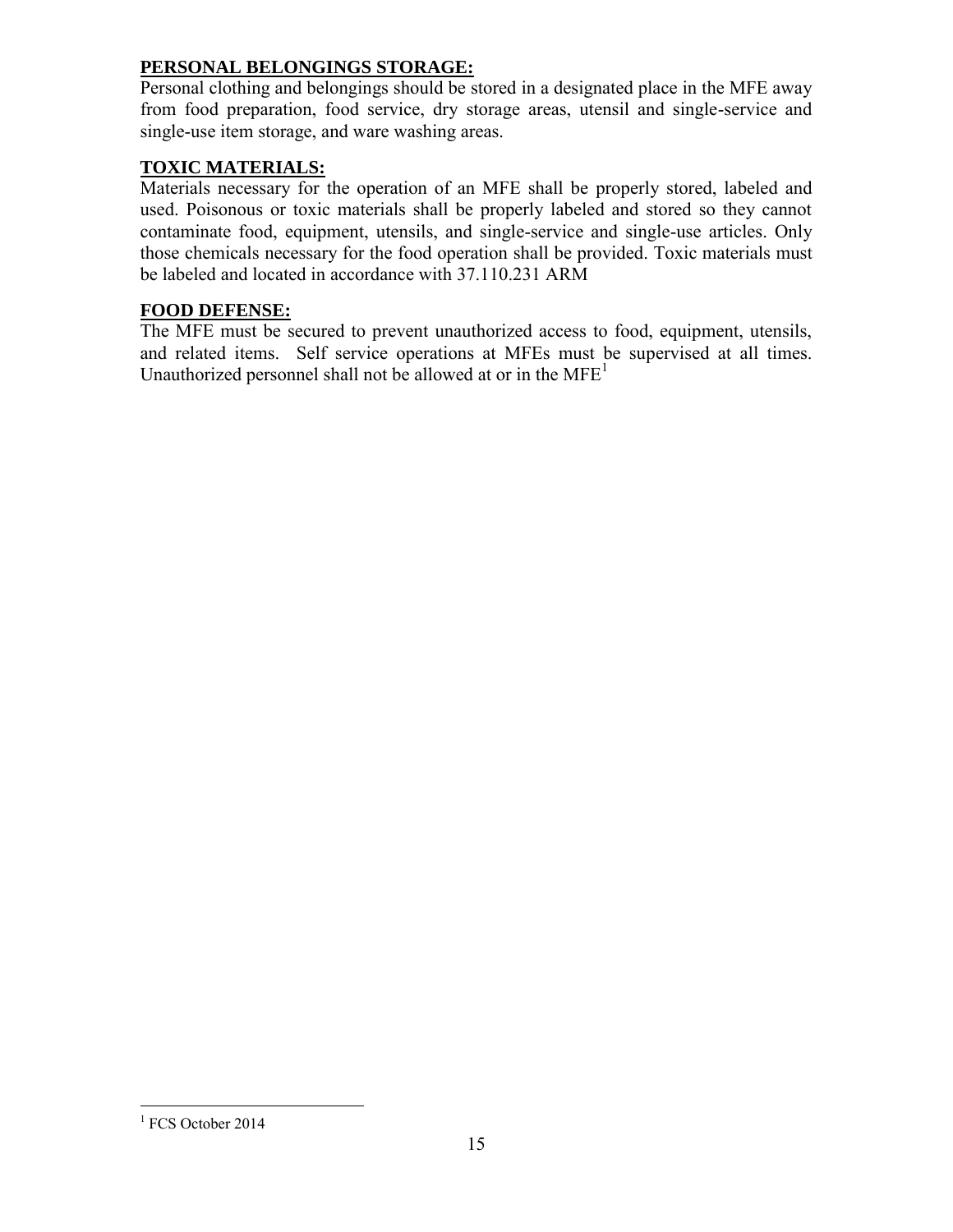## PERSONAL BELONGINGS STORAGE:

Personal clothing and belongings should be stored in a designated place in the MFE away from food preparation, food service, dry storage areas, utensil and single-service and single-use item storage, and ware washing areas.

## TOXIC MATERIALS:

Materials necessary for the operation of an MFE shall be properly stored, labeled and used. Poisonous or toxic materials shall be properly labeled and stored so they cannot contaminate food, equipment, utensils, and single-service and single-use articles. Only those chemicals necessary for the food operation shall be provided. Toxic materials must be labeled and located in accordance with 37.110.231 ARM

## FOOD DEFENSE:

The MFE must be secured to prevent unauthorized access to food, equipment, utensils, and related items. Self service operations at MFEs must be supervised at all times. Unauthorized personnel shall not be allowed at or in the MFE[1]

[1] FCS October 2014